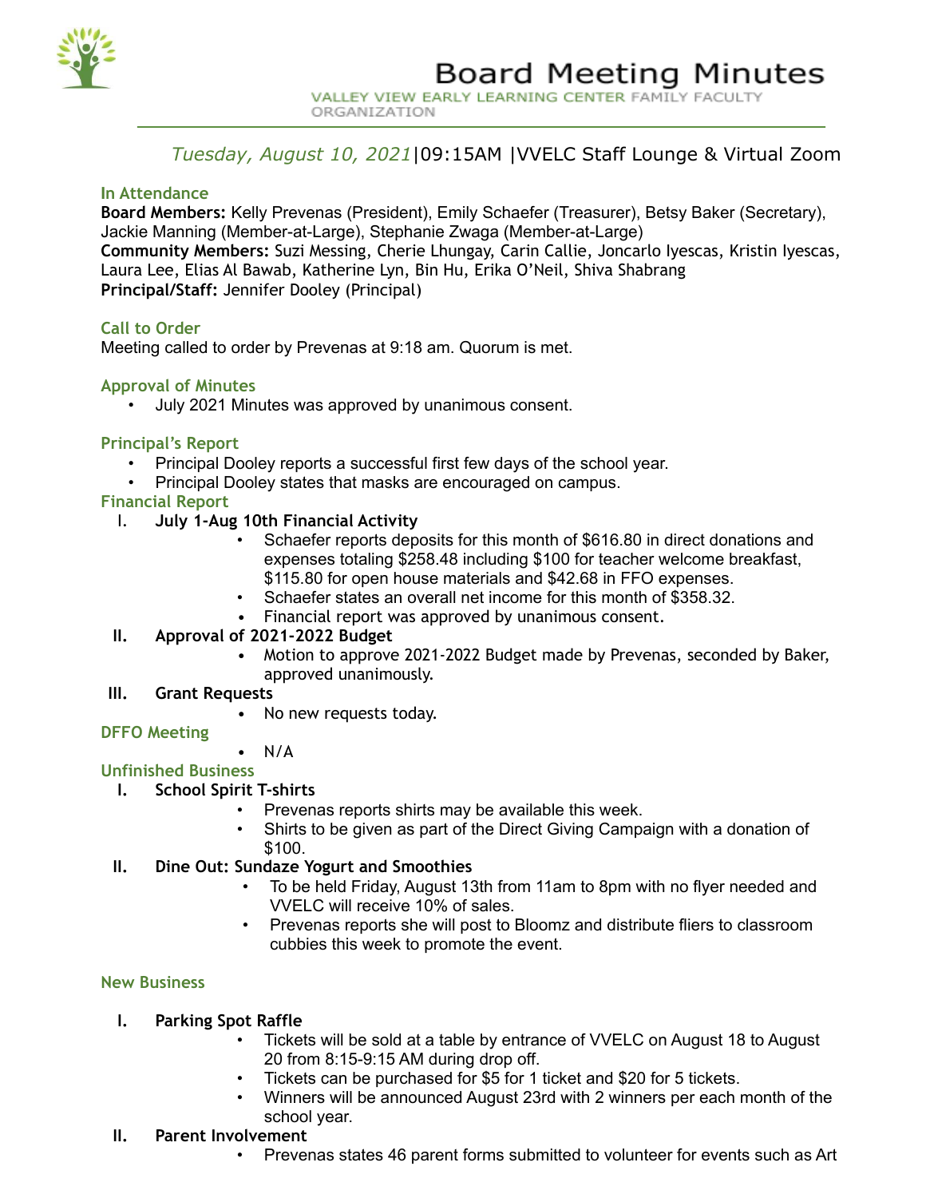# Board Meeting Minutes

VALLEY VIEW EARLY LEARNING CENTER FAMILY FACULTY ORGANIZATION

*Tuesday, August 10, 2021*|09:15AM |VVELC Staff Lounge & Virtual Zoom

## In Attendance

**Board Members:** Kelly Prevenas (President), Emily Schaefer (Treasurer), Betsy Baker (Secretary), Jackie Manning (Member-at-Large), Stephanie Zwaga (Member-at-Large)
**Community Members:** Suzi Messing, Cherie Lhungay, Carin Callie, Joncarlo Iyescas, Kristin Iyescas, Laura Lee, Elias Al Bawab, Katherine Lyn, Bin Hu, Erika O'Neil, Shiva Shabrang
**Principal/Staff:** Jennifer Dooley (Principal)

## Call to Order

Meeting called to order by Prevenas at 9:18 am. Quorum is met.

## Approval of Minutes

- July 2021 Minutes was approved by unanimous consent.

## Principal's Report

- Principal Dooley reports a successful first few days of the school year.
- Principal Dooley states that masks are encouraged on campus.

## Financial Report

I. **July 1-Aug 10th Financial Activity**
   - Schaefer reports deposits for this month of $616.80 in direct donations and expenses totaling $258.48 including $100 for teacher welcome breakfast, $115.80 for open house materials and $42.68 in FFO expenses.
   - Schaefer states an overall net income for this month of $358.32.
   - Financial report was approved by unanimous consent.

II. **Approval of 2021-2022 Budget**
   - Motion to approve 2021-2022 Budget made by Prevenas, seconded by Baker, approved unanimously.

III. **Grant Requests**
   - No new requests today.

## DFFO Meeting

- N/A

## Unfinished Business

I. **School Spirit T-shirts**
   - Prevenas reports shirts may be available this week.
   - Shirts to be given as part of the Direct Giving Campaign with a donation of $100.

II. **Dine Out: Sundaze Yogurt and Smoothies**
   - To be held Friday, August 13th from 11am to 8pm with no flyer needed and VVELC will receive 10% of sales.
   - Prevenas reports she will post to Bloomz and distribute fliers to classroom cubbies this week to promote the event.

## New Business

I. **Parking Spot Raffle**
   - Tickets will be sold at a table by entrance of VVELC on August 18 to August 20 from 8:15-9:15 AM during drop off.
   - Tickets can be purchased for $5 for 1 ticket and $20 for 5 tickets.
   - Winners will be announced August 23rd with 2 winners per each month of the school year.

II. **Parent Involvement**
   - Prevenas states 46 parent forms submitted to volunteer for events such as Art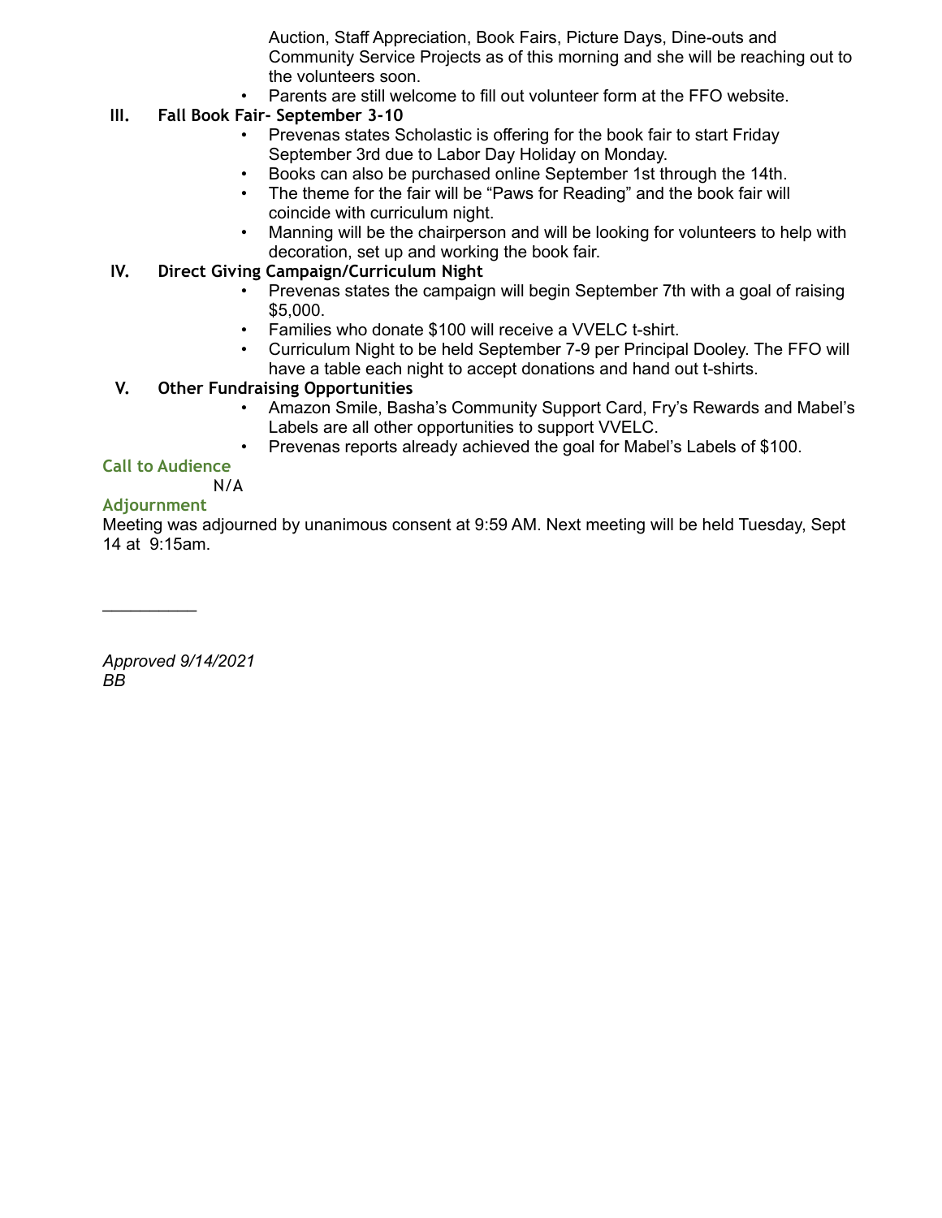Auction, Staff Appreciation, Book Fairs, Picture Days, Dine-outs and Community Service Projects as of this morning and she will be reaching out to the volunteers soon.

- Parents are still welcome to fill out volunteer form at the FFO website.

**III. Fall Book Fair- September 3-10**

- Prevenas states Scholastic is offering for the book fair to start Friday September 3rd due to Labor Day Holiday on Monday.
- Books can also be purchased online September 1st through the 14th.
- The theme for the fair will be "Paws for Reading" and the book fair will coincide with curriculum night.
- Manning will be the chairperson and will be looking for volunteers to help with decoration, set up and working the book fair.

**IV. Direct Giving Campaign/Curriculum Night**

- Prevenas states the campaign will begin September 7th with a goal of raising $5,000.
- Families who donate $100 will receive a VVELC t-shirt.
- Curriculum Night to be held September 7-9 per Principal Dooley. The FFO will have a table each night to accept donations and hand out t-shirts.

**V. Other Fundraising Opportunities**

- Amazon Smile, Basha's Community Support Card, Fry's Rewards and Mabel's Labels are all other opportunities to support VVELC.
- Prevenas reports already achieved the goal for Mabel's Labels of $100.

## Call to Audience

N/A

## Adjournment

Meeting was adjourned by unanimous consent at 9:59 AM. Next meeting will be held Tuesday, Sept 14 at 9:15am.

__________

*Approved 9/14/2021*
*BB*